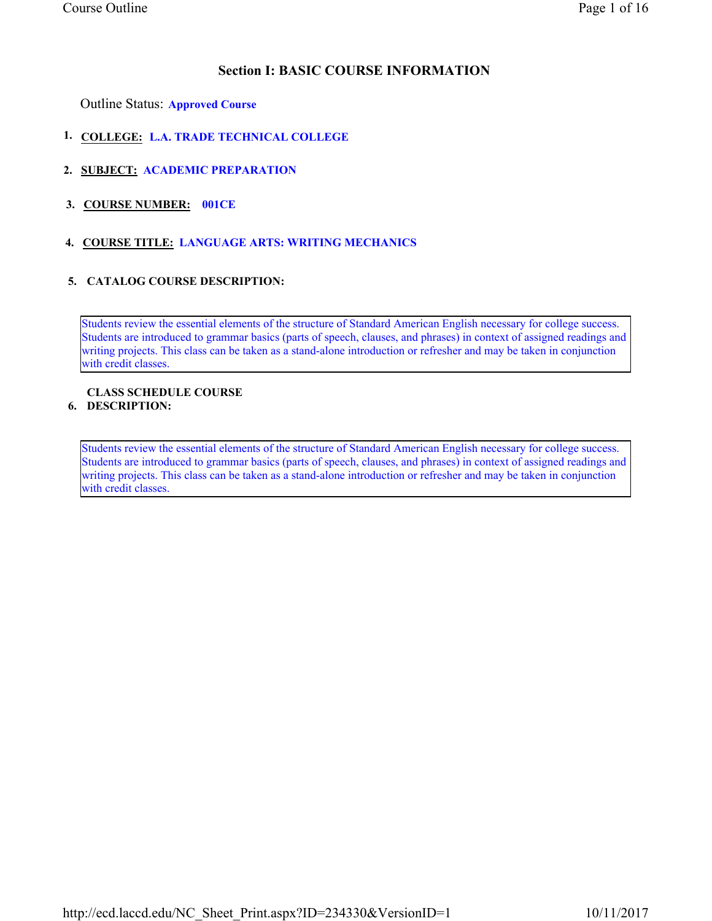## Section I: BASIC COURSE INFORMATION

Outline Status: **Approved Course**

1. **COLLEGE:** **L.A. TRADE TECHNICAL COLLEGE**

2. **SUBJECT:** **ACADEMIC PREPARATION**

3. **COURSE NUMBER:** **001CE**

4. **COURSE TITLE:** **LANGUAGE ARTS: WRITING MECHANICS**

5. **CATALOG COURSE DESCRIPTION:**

Students review the essential elements of the structure of Standard American English necessary for college success. Students are introduced to grammar basics (parts of speech, clauses, and phrases) in context of assigned readings and writing projects. This class can be taken as a stand-alone introduction or refresher and may be taken in conjunction with credit classes.

6. **CLASS SCHEDULE COURSE DESCRIPTION:**

Students review the essential elements of the structure of Standard American English necessary for college success. Students are introduced to grammar basics (parts of speech, clauses, and phrases) in context of assigned readings and writing projects. This class can be taken as a stand-alone introduction or refresher and may be taken in conjunction with credit classes.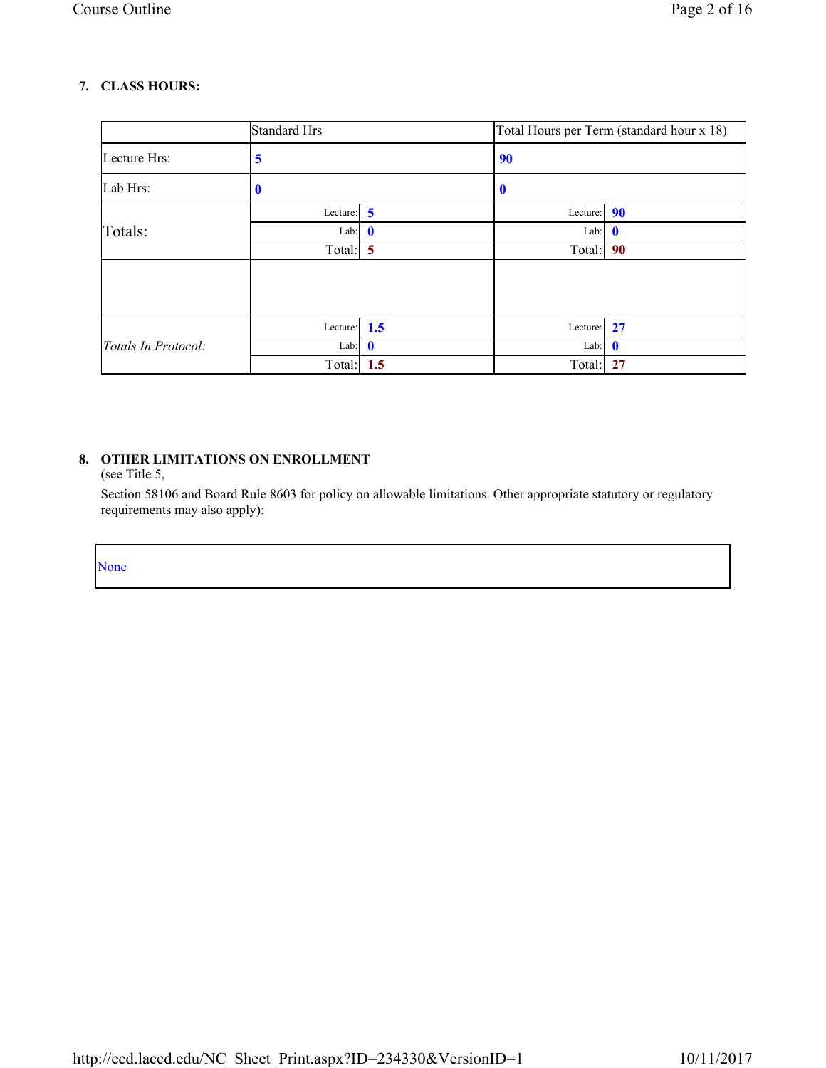**7. CLASS HOURS:**

| | Standard Hrs | | Total Hours per Term (standard hour x 18) | |
|---|---|---|---|---|
| Lecture Hrs: | 5 | | 90 | |
| Lab Hrs: | 0 | | 0 | |
| Totals: | Lecture: | 5 | Lecture: | 90 |
| | Lab: | 0 | Lab: | 0 |
| | Total: | 5 | Total: | 90 |
| | | | | |
| *Totals In Protocol:* | Lecture: | 1.5 | Lecture: | 27 |
| | Lab: | 0 | Lab: | 0 |
| | Total: | 1.5 | Total: | 27 |

**8. OTHER LIMITATIONS ON ENROLLMENT**

(see Title 5,

Section 58106 and Board Rule 8603 for policy on allowable limitations. Other appropriate statutory or regulatory requirements may also apply):

None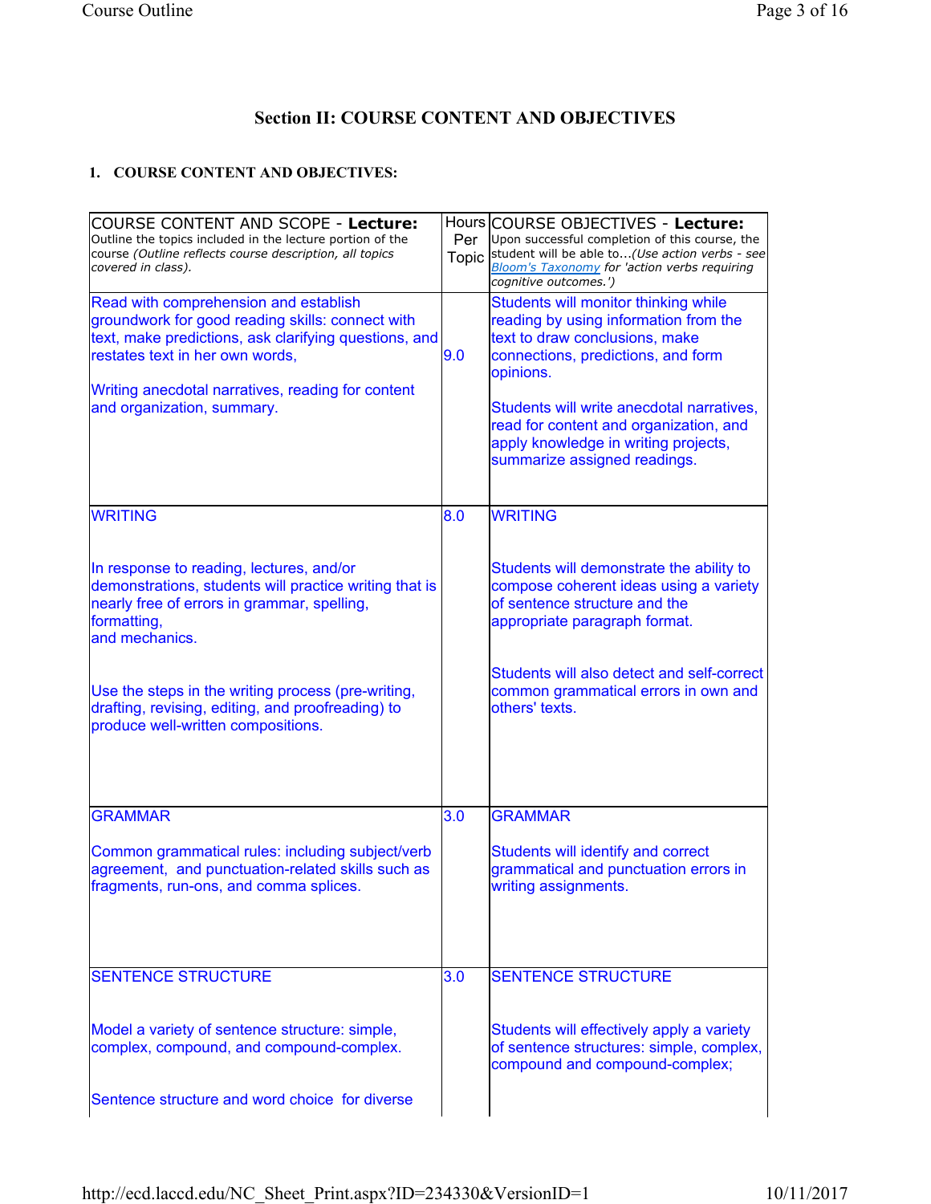## Section II: COURSE CONTENT AND OBJECTIVES

### 1. COURSE CONTENT AND OBJECTIVES:

| COURSE CONTENT AND SCOPE - **Lecture:** Outline the topics included in the lecture portion of the course *(Outline reflects course description, all topics covered in class).* | Hours Per Topic | COURSE OBJECTIVES - **Lecture:** Upon successful completion of this course, the student will be able to...*(Use action verbs - see [Bloom's Taxonomy](Bloom's Taxonomy) for 'action verbs requiring cognitive outcomes.')* |
|---|---|---|
| Read with comprehension and establish groundwork for good reading skills: connect with text, make predictions, ask clarifying questions, and restates text in her own words,<br><br>Writing anecdotal narratives, reading for content and organization, summary. | 9.0 | Students will monitor thinking while reading by using information from the text to draw conclusions, make connections, predictions, and form opinions.<br><br>Students will write anecdotal narratives, read for content and organization, and apply knowledge in writing projects, summarize assigned readings. |
| WRITING<br><br>In response to reading, lectures, and/or demonstrations, students will practice writing that is nearly free of errors in grammar, spelling, formatting, and mechanics.<br><br>Use the steps in the writing process (pre-writing, drafting, revising, editing, and proofreading) to produce well-written compositions. | 8.0 | WRITING<br><br>Students will demonstrate the ability to compose coherent ideas using a variety of sentence structure and the appropriate paragraph format.<br><br>Students will also detect and self-correct common grammatical errors in own and others' texts. |
| GRAMMAR<br><br>Common grammatical rules: including subject/verb agreement, and punctuation-related skills such as fragments, run-ons, and comma splices. | 3.0 | GRAMMAR<br><br>Students will identify and correct grammatical and punctuation errors in writing assignments. |
| SENTENCE STRUCTURE<br><br>Model a variety of sentence structure: simple, complex, compound, and compound-complex.<br><br>Sentence structure and word choice for diverse | 3.0 | SENTENCE STRUCTURE<br><br>Students will effectively apply a variety of sentence structures: simple, complex, compound and compound-complex; |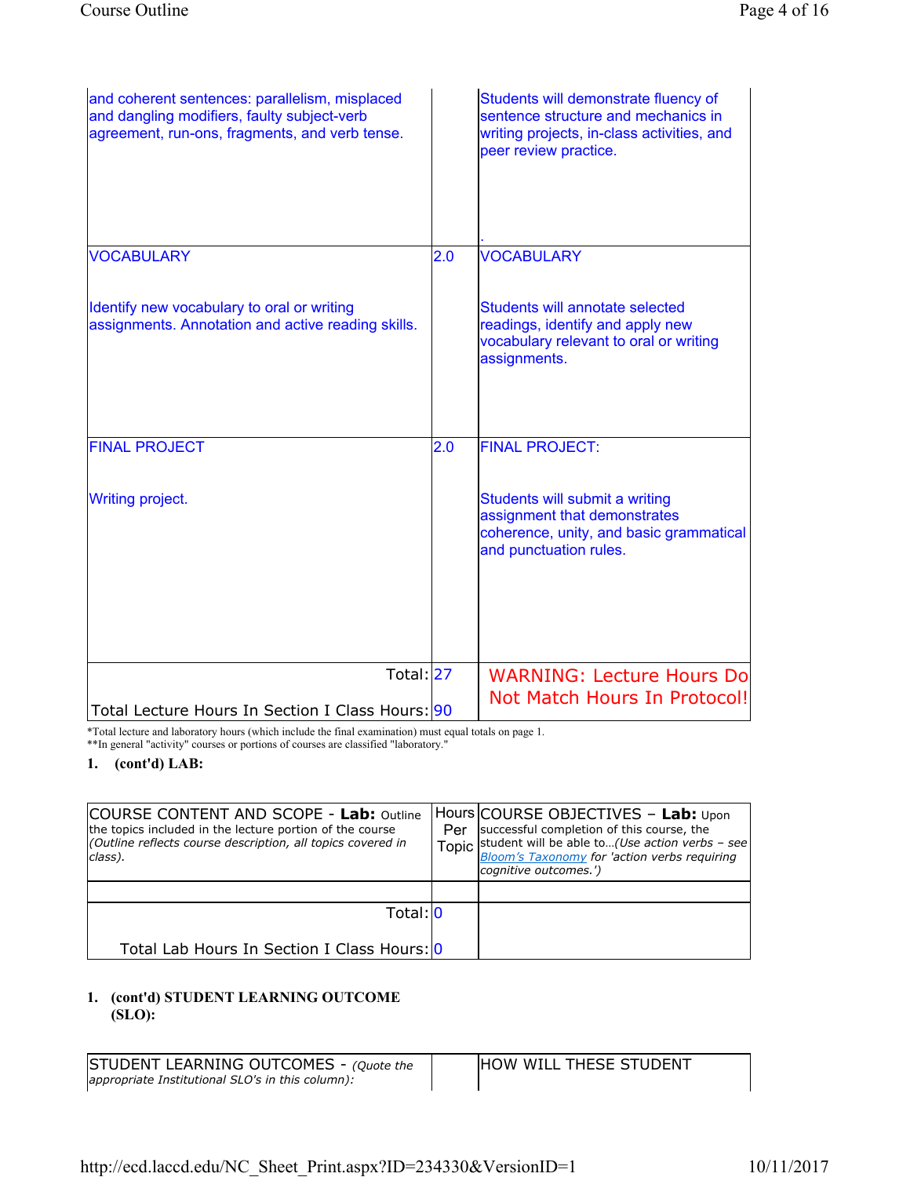| | | |
|---|---|---|
| and coherent sentences: parallelism, misplaced and dangling modifiers, faulty subject-verb agreement, run-ons, fragments, and verb tense. | | Students will demonstrate fluency of sentence structure and mechanics in writing projects, in-class activities, and peer review practice. . |
| VOCABULARY<br><br>Identify new vocabulary to oral or writing assignments. Annotation and active reading skills. | 2.0 | VOCABULARY<br><br>Students will annotate selected readings, identify and apply new vocabulary relevant to oral or writing assignments. |
| FINAL PROJECT<br><br>Writing project. | 2.0 | FINAL PROJECT:<br><br>Students will submit a writing assignment that demonstrates coherence, unity, and basic grammatical and punctuation rules. |
| Total:<br><br>Total Lecture Hours In Section I Class Hours: | 27<br><br>90 | WARNING: Lecture Hours Do Not Match Hours In Protocol! |

*Total lecture and laboratory hours (which include the final examination) must equal totals on page 1.
**In general "activity" courses or portions of courses are classified "laboratory."

**1. (cont'd) LAB:**

| COURSE CONTENT AND SCOPE - **Lab:** Outline the topics included in the lecture portion of the course *(Outline reflects course description, all topics covered in class).* | Hours Per Topic | COURSE OBJECTIVES – **Lab:** Upon successful completion of this course, the student will be able to...*(Use action verbs – see Bloom's Taxonomy for 'action verbs requiring cognitive outcomes.')* |
|---|---|---|
| | | |
| Total:<br><br>Total Lab Hours In Section I Class Hours: | 0<br><br>0 | |

**1. (cont'd) STUDENT LEARNING OUTCOME (SLO):**

| STUDENT LEARNING OUTCOMES - *(Quote the appropriate Institutional SLO's in this column):* | | HOW WILL THESE STUDENT |
|---|---|---|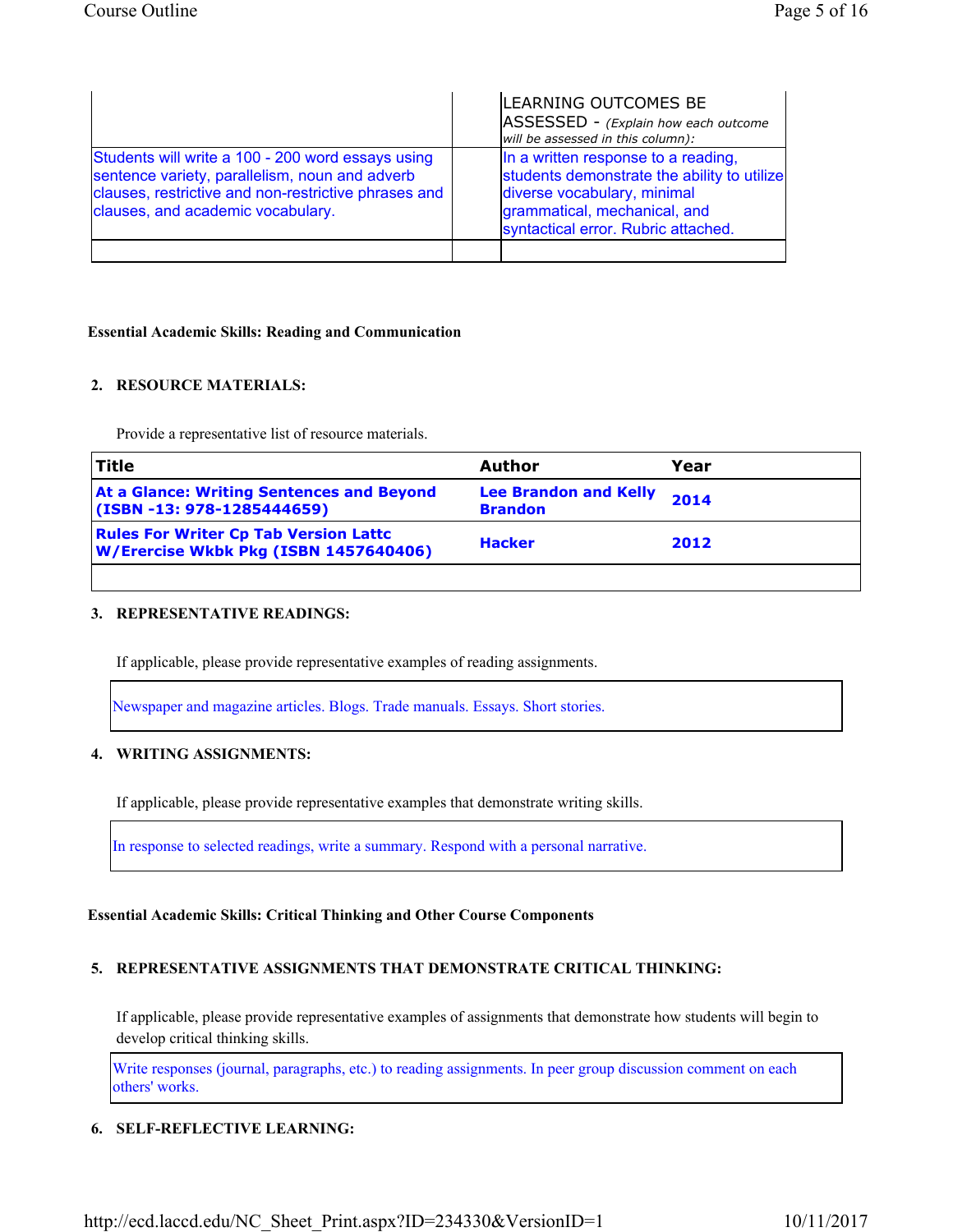| | | LEARNING OUTCOMES BE ASSESSED - *(Explain how each outcome will be assessed in this column)*: |
|---|---|---|
| Students will write a 100 - 200 word essays using sentence variety, parallelism, noun and adverb clauses, restrictive and non-restrictive phrases and clauses, and academic vocabulary. | | In a written response to a reading, students demonstrate the ability to utilize diverse vocabulary, minimal grammatical, mechanical, and syntactical error. Rubric attached. |
| | | |

**Essential Academic Skills: Reading and Communication**

**2. RESOURCE MATERIALS:**

Provide a representative list of resource materials.

| Title | Author | Year |
|---|---|---|
| **At a Glance: Writing Sentences and Beyond (ISBN -13: 978-1285444659)** | **Lee Brandon and Kelly Brandon** | **2014** |
| **Rules For Writer Cp Tab Version Lattc W/Erercise Wkbk Pkg (ISBN 1457640406)** | **Hacker** | **2012** |
| | | |

**3. REPRESENTATIVE READINGS:**

If applicable, please provide representative examples of reading assignments.

Newspaper and magazine articles. Blogs. Trade manuals. Essays. Short stories.

**4. WRITING ASSIGNMENTS:**

If applicable, please provide representative examples that demonstrate writing skills.

In response to selected readings, write a summary. Respond with a personal narrative.

**Essential Academic Skills: Critical Thinking and Other Course Components**

**5. REPRESENTATIVE ASSIGNMENTS THAT DEMONSTRATE CRITICAL THINKING:**

If applicable, please provide representative examples of assignments that demonstrate how students will begin to develop critical thinking skills.

Write responses (journal, paragraphs, etc.) to reading assignments. In peer group discussion comment on each others' works.

**6. SELF-REFLECTIVE LEARNING:**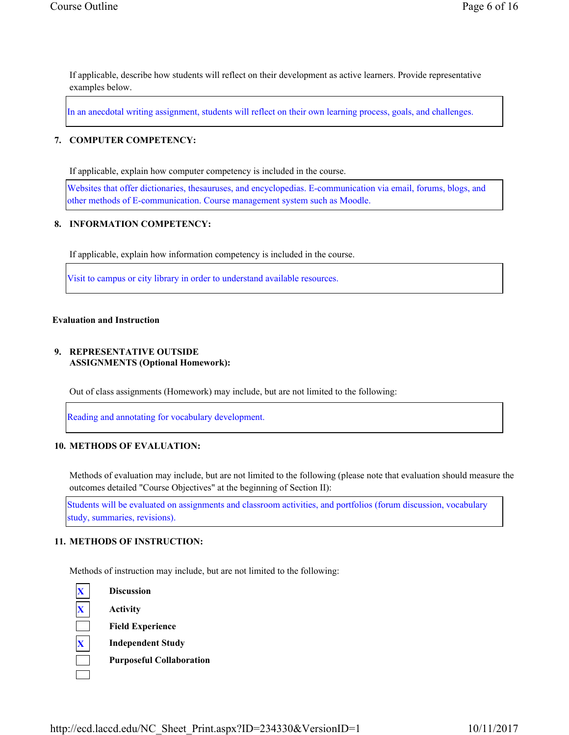If applicable, describe how students will reflect on their development as active learners. Provide representative examples below.

In an anecdotal writing assignment, students will reflect on their own learning process, goals, and challenges.

**7. COMPUTER COMPETENCY:**

If applicable, explain how computer competency is included in the course.

Websites that offer dictionaries, thesauruses, and encyclopedias. E-communication via email, forums, blogs, and other methods of E-communication. Course management system such as Moodle.

**8. INFORMATION COMPETENCY:**

If applicable, explain how information competency is included in the course.

Visit to campus or city library in order to understand available resources.

**Evaluation and Instruction**

**9. REPRESENTATIVE OUTSIDE ASSIGNMENTS (Optional Homework):**

Out of class assignments (Homework) may include, but are not limited to the following:

Reading and annotating for vocabulary development.

**10. METHODS OF EVALUATION:**

Methods of evaluation may include, but are not limited to the following (please note that evaluation should measure the outcomes detailed "Course Objectives" at the beginning of Section II):

Students will be evaluated on assignments and classroom activities, and portfolios (forum discussion, vocabulary study, summaries, revisions).

**11. METHODS OF INSTRUCTION:**

Methods of instruction may include, but are not limited to the following:

- [X] **Discussion**
- [X] **Activity**
- [ ] **Field Experience**
- [X] **Independent Study**
- [ ] **Purposeful Collaboration**
- [ ]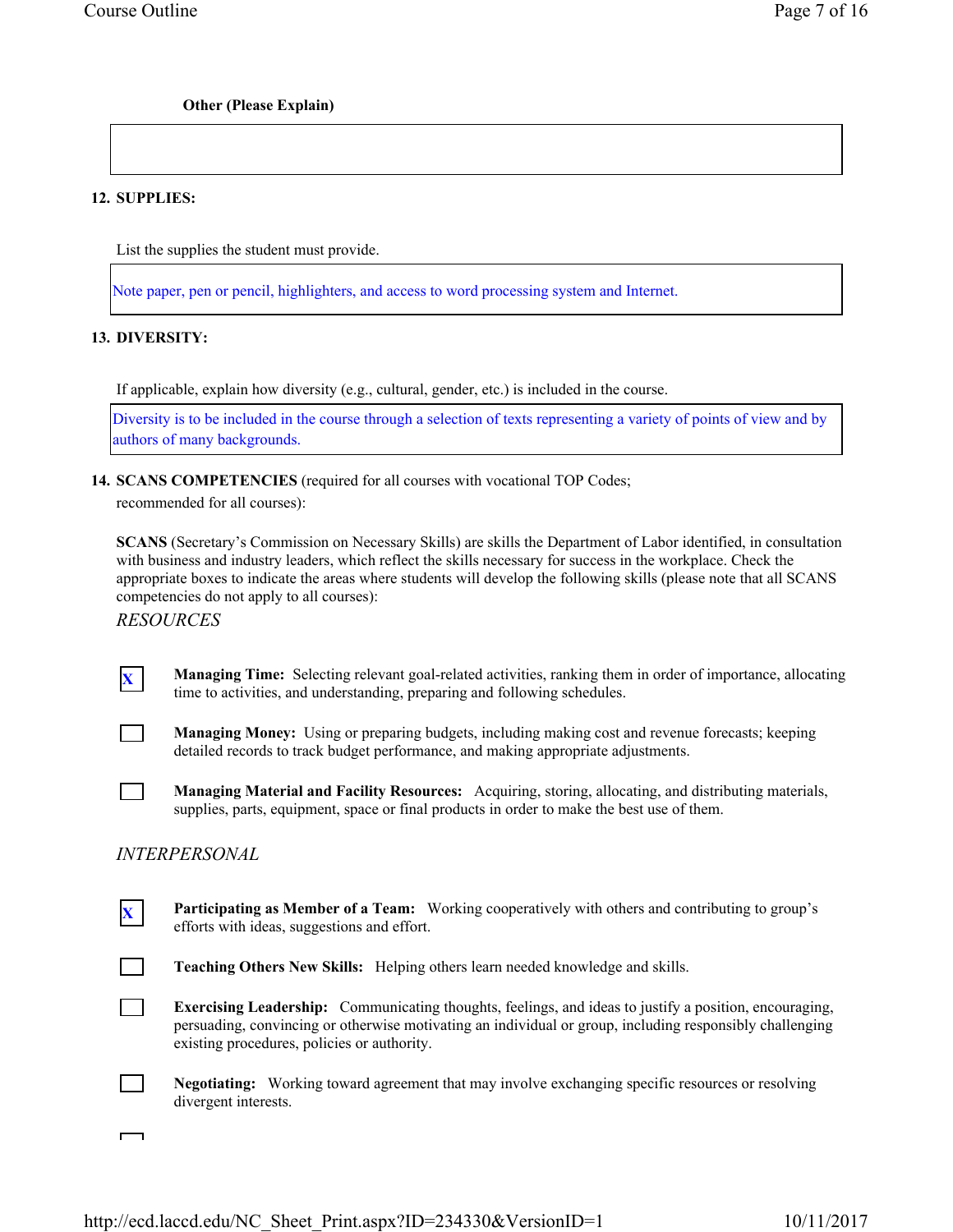**Other (Please Explain)**

**12. SUPPLIES:**

List the supplies the student must provide.

Note paper, pen or pencil, highlighters, and access to word processing system and Internet.

**13. DIVERSITY:**

If applicable, explain how diversity (e.g., cultural, gender, etc.) is included in the course.

Diversity is to be included in the course through a selection of texts representing a variety of points of view and by authors of many backgrounds.

**14. SCANS COMPETENCIES** (required for all courses with vocational TOP Codes; recommended for all courses):

**SCANS** (Secretary's Commission on Necessary Skills) are skills the Department of Labor identified, in consultation with business and industry leaders, which reflect the skills necessary for success in the workplace. Check the appropriate boxes to indicate the areas where students will develop the following skills (please note that all SCANS competencies do not apply to all courses):

*RESOURCES*

- [X] **Managing Time:** Selecting relevant goal-related activities, ranking them in order of importance, allocating time to activities, and understanding, preparing and following schedules.
- [ ] **Managing Money:** Using or preparing budgets, including making cost and revenue forecasts; keeping detailed records to track budget performance, and making appropriate adjustments.
- [ ] **Managing Material and Facility Resources:** Acquiring, storing, allocating, and distributing materials, supplies, parts, equipment, space or final products in order to make the best use of them.

*INTERPERSONAL*

- [X] **Participating as Member of a Team:** Working cooperatively with others and contributing to group's efforts with ideas, suggestions and effort.
- [ ] **Teaching Others New Skills:** Helping others learn needed knowledge and skills.
- [ ] **Exercising Leadership:** Communicating thoughts, feelings, and ideas to justify a position, encouraging, persuading, convincing or otherwise motivating an individual or group, including responsibly challenging existing procedures, policies or authority.
- [ ] **Negotiating:** Working toward agreement that may involve exchanging specific resources or resolving divergent interests.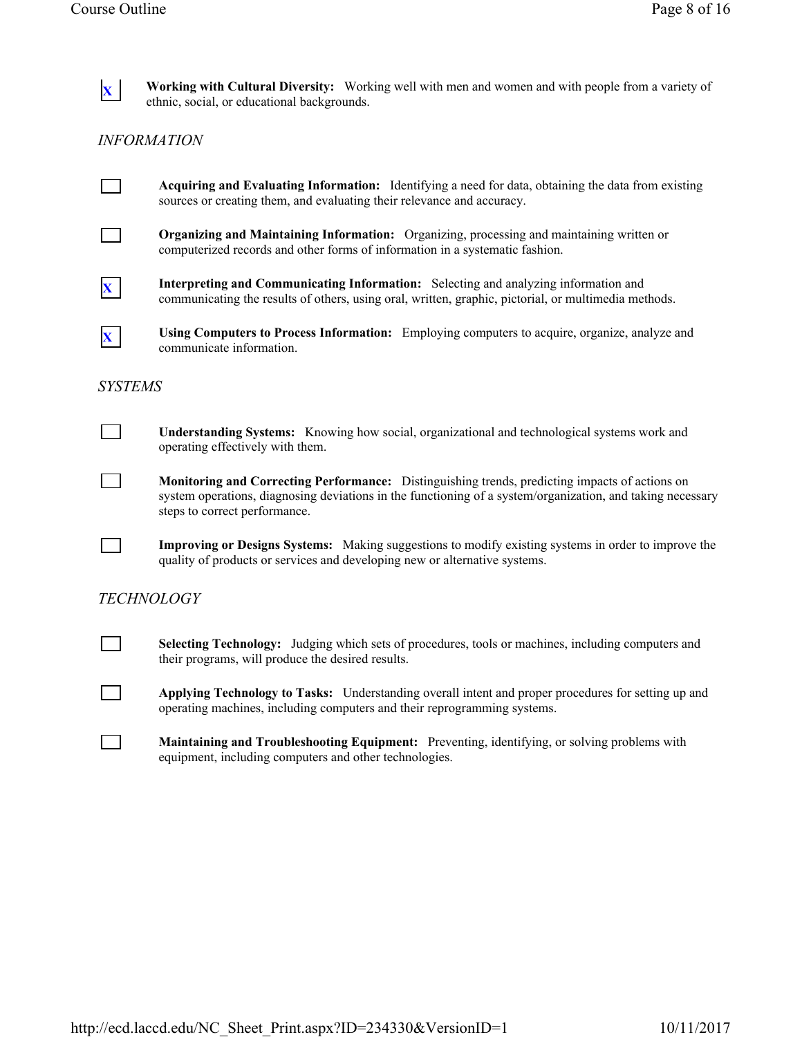- [x] **Working with Cultural Diversity:** Working well with men and women and with people from a variety of ethnic, social, or educational backgrounds.

*INFORMATION*

- [ ] **Acquiring and Evaluating Information:** Identifying a need for data, obtaining the data from existing sources or creating them, and evaluating their relevance and accuracy.
- [ ] **Organizing and Maintaining Information:** Organizing, processing and maintaining written or computerized records and other forms of information in a systematic fashion.
- [x] **Interpreting and Communicating Information:** Selecting and analyzing information and communicating the results of others, using oral, written, graphic, pictorial, or multimedia methods.
- [x] **Using Computers to Process Information:** Employing computers to acquire, organize, analyze and communicate information.

*SYSTEMS*

- [ ] **Understanding Systems:** Knowing how social, organizational and technological systems work and operating effectively with them.
- [ ] **Monitoring and Correcting Performance:** Distinguishing trends, predicting impacts of actions on system operations, diagnosing deviations in the functioning of a system/organization, and taking necessary steps to correct performance.
- [ ] **Improving or Designs Systems:** Making suggestions to modify existing systems in order to improve the quality of products or services and developing new or alternative systems.

*TECHNOLOGY*

- [ ] **Selecting Technology:** Judging which sets of procedures, tools or machines, including computers and their programs, will produce the desired results.
- [ ] **Applying Technology to Tasks:** Understanding overall intent and proper procedures for setting up and operating machines, including computers and their reprogramming systems.
- [ ] **Maintaining and Troubleshooting Equipment:** Preventing, identifying, or solving problems with equipment, including computers and other technologies.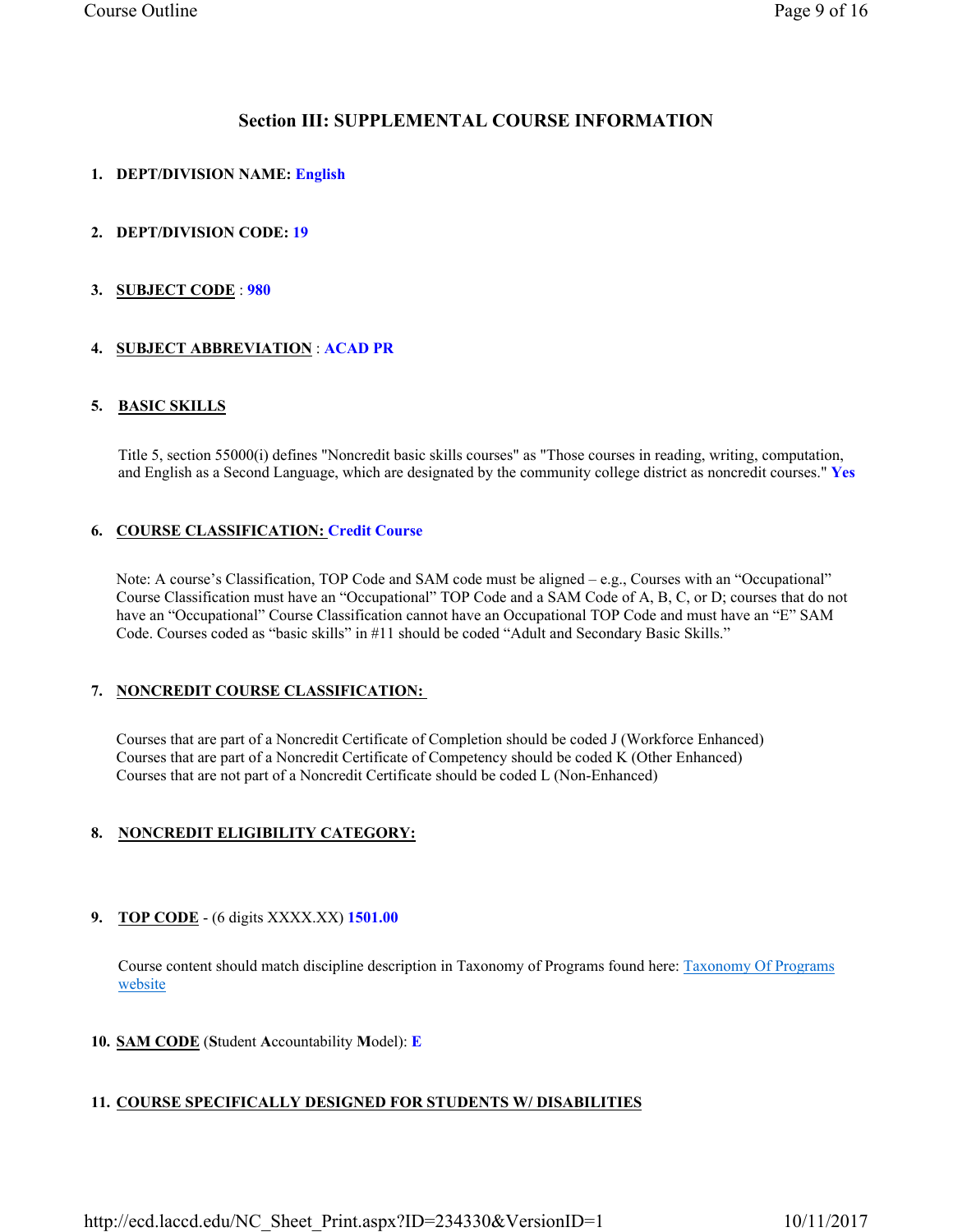## Section III: SUPPLEMENTAL COURSE INFORMATION

1. **DEPT/DIVISION NAME:** **English**

2. **DEPT/DIVISION CODE:** **19**

3. **SUBJECT CODE** : **980**

4. **SUBJECT ABBREVIATION** : **ACAD PR**

5. **BASIC SKILLS**

   Title 5, section 55000(i) defines "Noncredit basic skills courses" as "Those courses in reading, writing, computation, and English as a Second Language, which are designated by the community college district as noncredit courses." **Yes**

6. **COURSE CLASSIFICATION:** **Credit Course**

   Note: A course's Classification, TOP Code and SAM code must be aligned – e.g., Courses with an "Occupational" Course Classification must have an "Occupational" TOP Code and a SAM Code of A, B, C, or D; courses that do not have an "Occupational" Course Classification cannot have an Occupational TOP Code and must have an "E" SAM Code. Courses coded as "basic skills" in #11 should be coded "Adult and Secondary Basic Skills."

7. **NONCREDIT COURSE CLASSIFICATION:**

   Courses that are part of a Noncredit Certificate of Completion should be coded J (Workforce Enhanced)
   Courses that are part of a Noncredit Certificate of Competency should be coded K (Other Enhanced)
   Courses that are not part of a Noncredit Certificate should be coded L (Non-Enhanced)

8. **NONCREDIT ELIGIBILITY CATEGORY:**

9. **TOP CODE** - (6 digits XXXX.XX) **1501.00**

   Course content should match discipline description in Taxonomy of Programs found here: Taxonomy Of Programs website

10. **SAM CODE** (**S**tudent **A**ccountability **M**odel): **E**

11. **COURSE SPECIFICALLY DESIGNED FOR STUDENTS W/ DISABILITIES**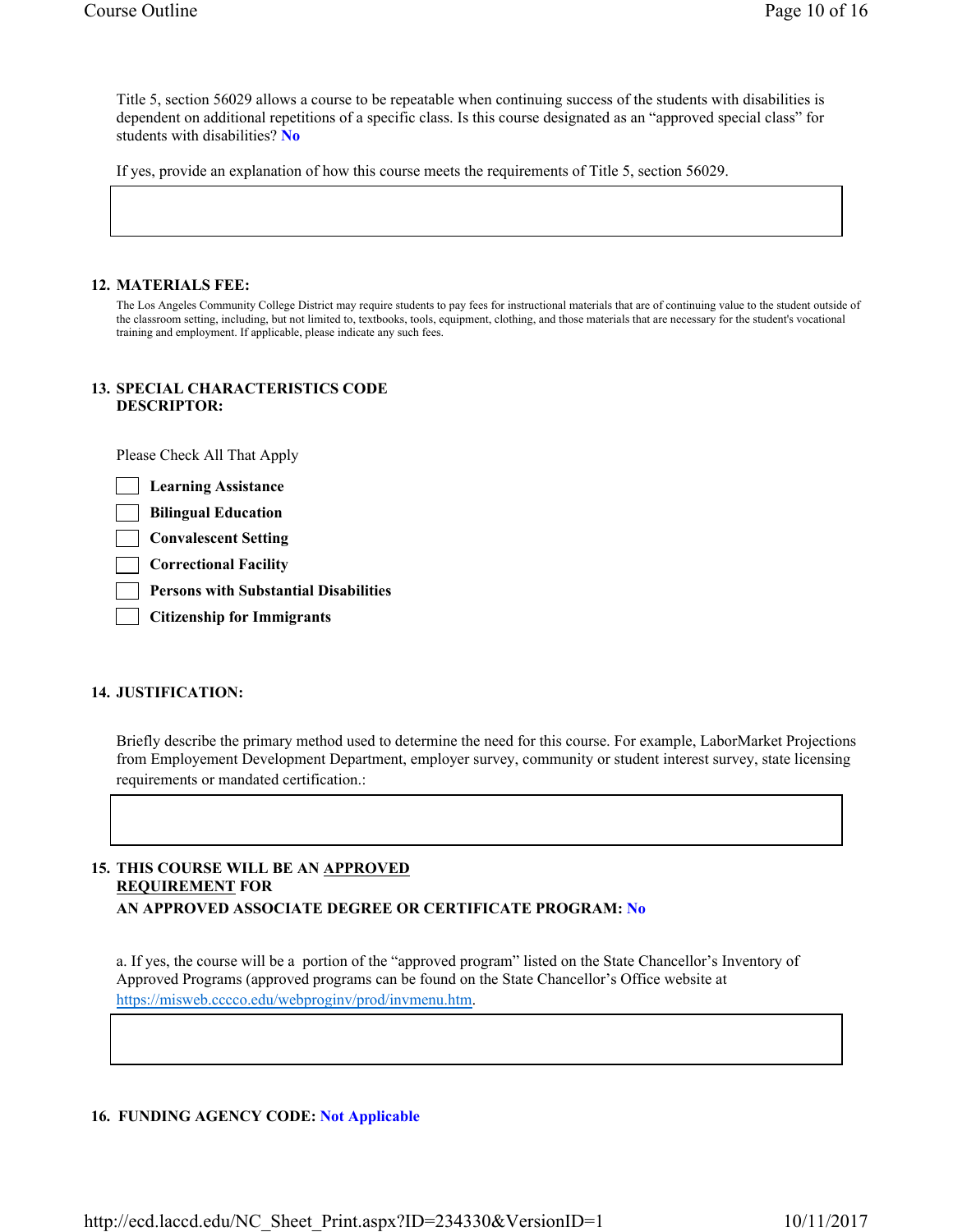Title 5, section 56029 allows a course to be repeatable when continuing success of the students with disabilities is dependent on additional repetitions of a specific class. Is this course designated as an “approved special class” for students with disabilities? **No**

If yes, provide an explanation of how this course meets the requirements of Title 5, section 56029.

**12. MATERIALS FEE:**

The Los Angeles Community College District may require students to pay fees for instructional materials that are of continuing value to the student outside of the classroom setting, including, but not limited to, textbooks, tools, equipment, clothing, and those materials that are necessary for the student's vocational training and employment. If applicable, please indicate any such fees.

**13. SPECIAL CHARACTERISTICS CODE DESCRIPTOR:**

Please Check All That Apply

- [ ] **Learning Assistance**
- [ ] **Bilingual Education**
- [ ] **Convalescent Setting**
- [ ] **Correctional Facility**
- [ ] **Persons with Substantial Disabilities**
- [ ] **Citizenship for Immigrants**

**14. JUSTIFICATION:**

Briefly describe the primary method used to determine the need for this course. For example, LaborMarket Projections from Employement Development Department, employer survey, community or student interest survey, state licensing requirements or mandated certification.:

**15. THIS COURSE WILL BE AN APPROVED REQUIREMENT FOR AN APPROVED ASSOCIATE DEGREE OR CERTIFICATE PROGRAM: No**

a. If yes, the course will be a portion of the “approved program” listed on the State Chancellor’s Inventory of Approved Programs (approved programs can be found on the State Chancellor’s Office website at https://misweb.cccco.edu/webproginv/prod/invmenu.htm.

**16. FUNDING AGENCY CODE: Not Applicable**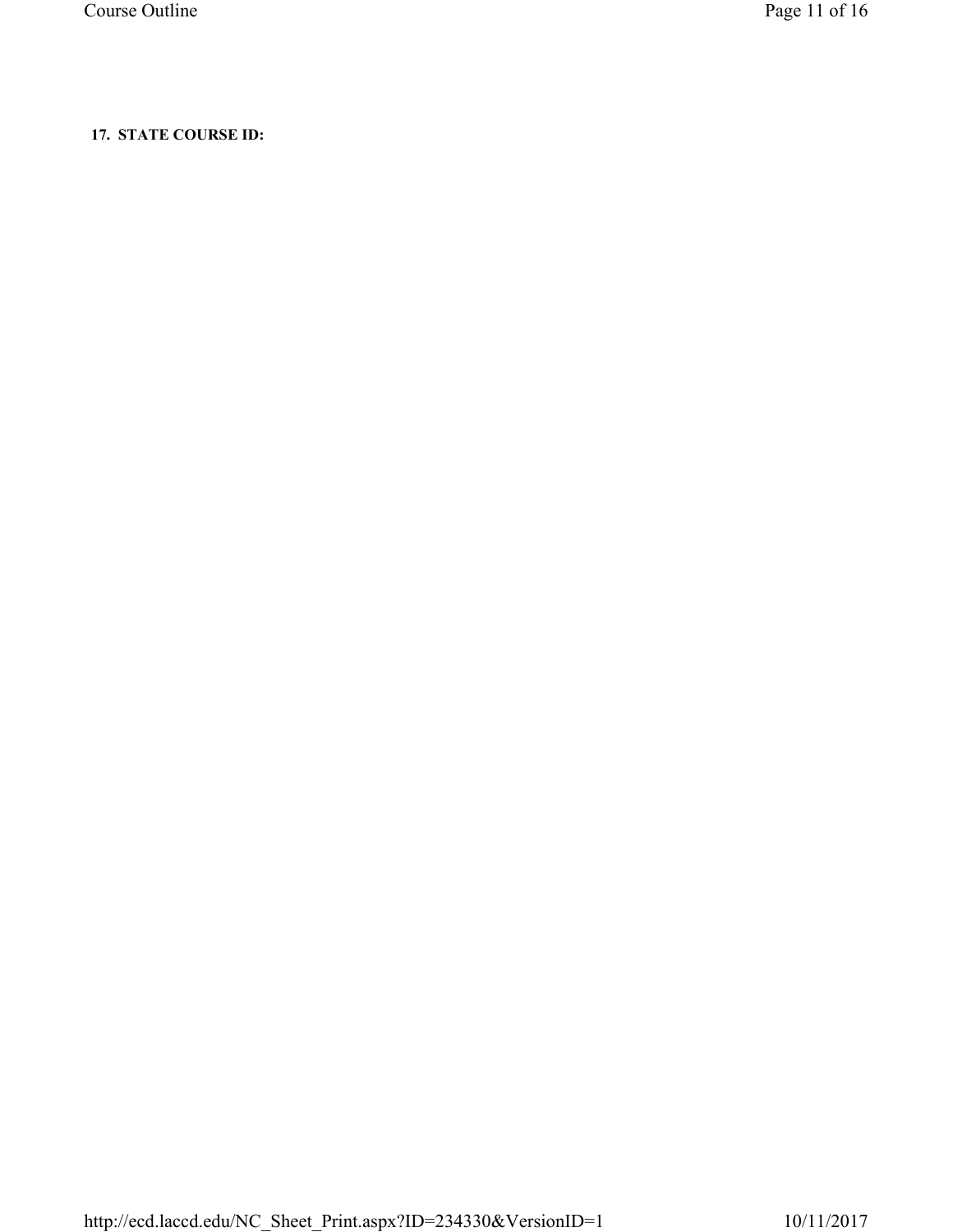**17. STATE COURSE ID:**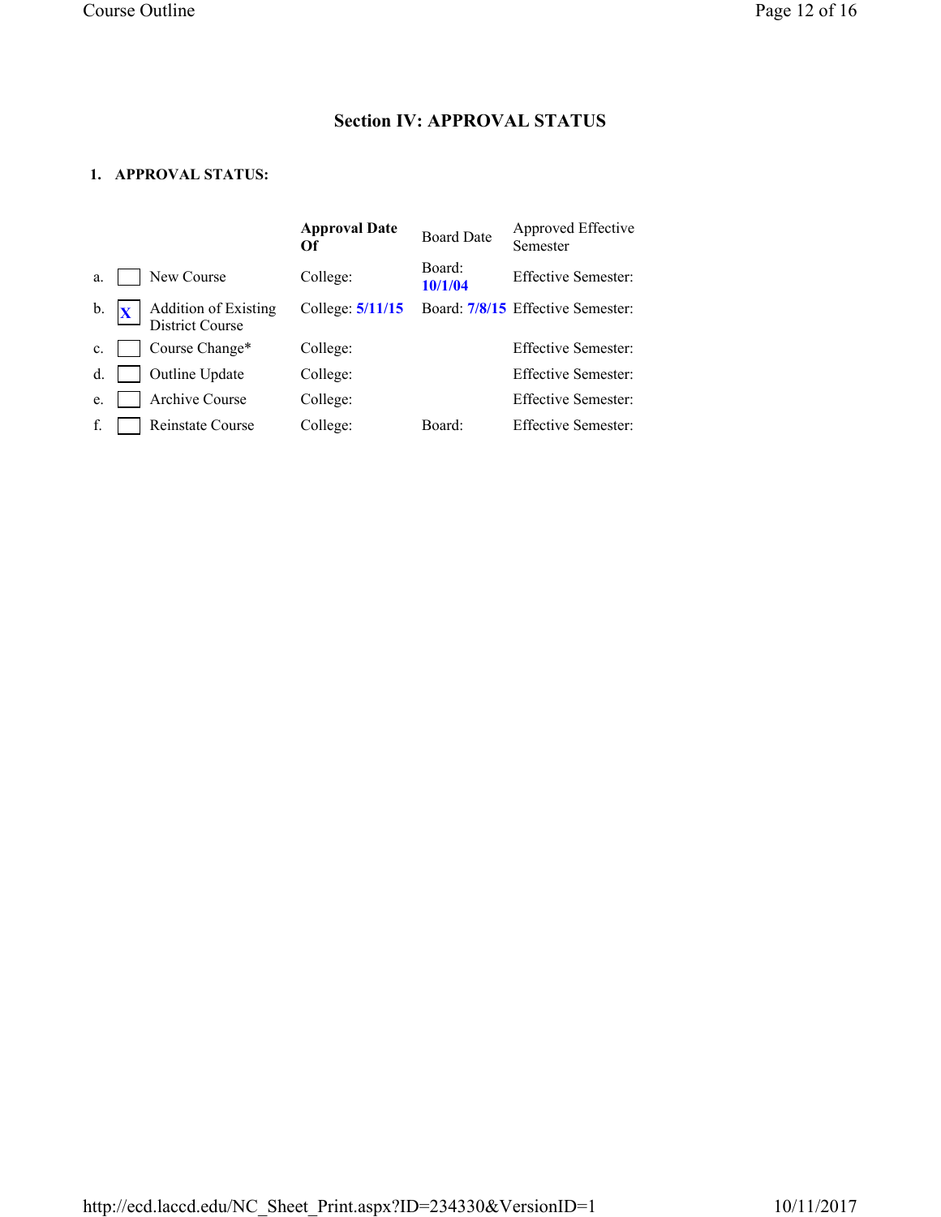## Section IV: APPROVAL STATUS

**1. APPROVAL STATUS:**

| | | | **Approval Date Of** | Board Date | Approved Effective Semester |
|---|---|---|---|---|---|
| a. | [ ] | New Course | College: | Board: **10/1/04** | Effective Semester: |
| b. | [X] | Addition of Existing District Course | College: **5/11/15** | Board: **7/8/15** | Effective Semester: |
| c. | [ ] | Course Change* | College: | | Effective Semester: |
| d. | [ ] | Outline Update | College: | | Effective Semester: |
| e. | [ ] | Archive Course | College: | | Effective Semester: |
| f. | [ ] | Reinstate Course | College: | Board: | Effective Semester: |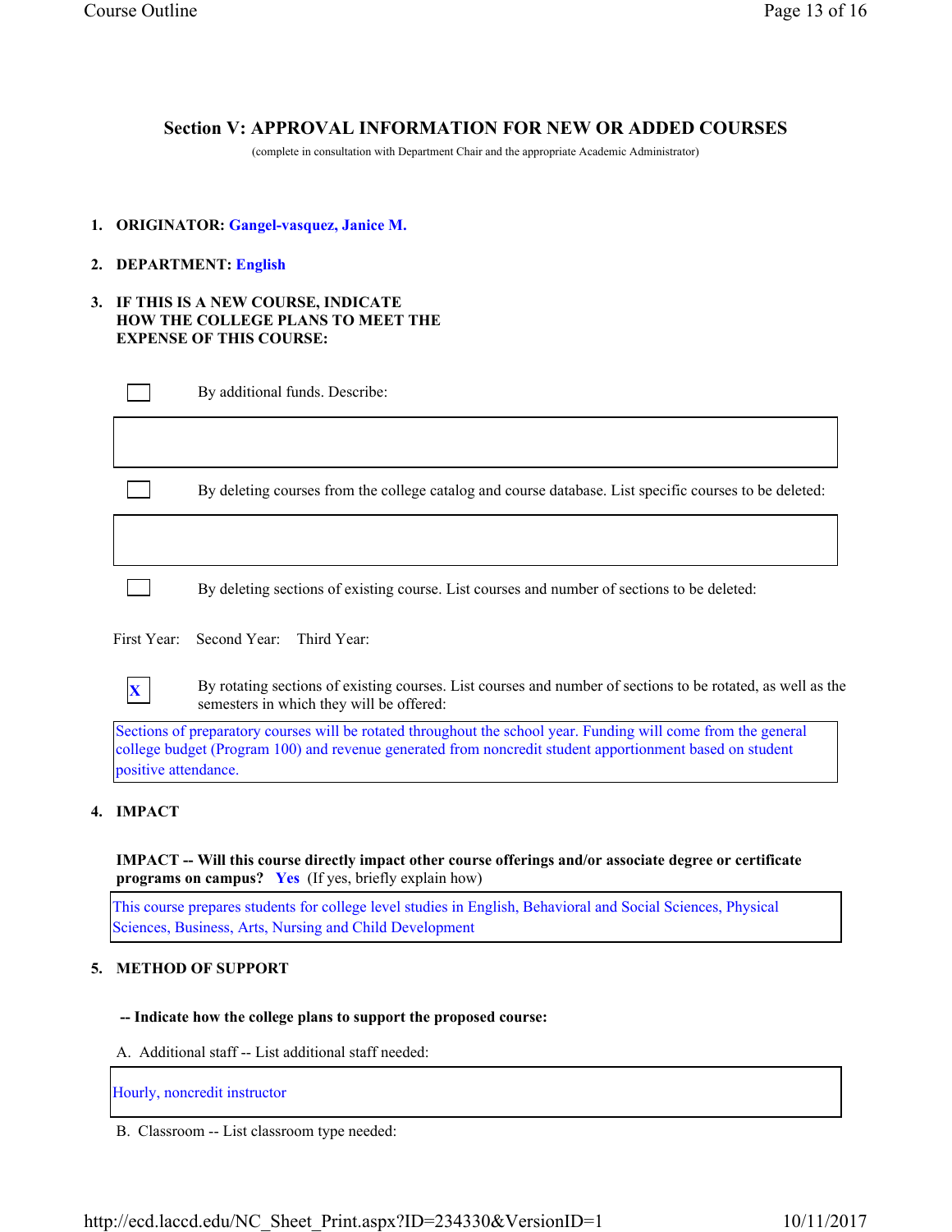## Section V: APPROVAL INFORMATION FOR NEW OR ADDED COURSES

(complete in consultation with Department Chair and the appropriate Academic Administrator)

1. **ORIGINATOR:** Gangel-vasquez, Janice M.

2. **DEPARTMENT:** English

3. **IF THIS IS A NEW COURSE, INDICATE HOW THE COLLEGE PLANS TO MEET THE EXPENSE OF THIS COURSE:**

[ ] By additional funds. Describe:

[ ] By deleting courses from the college catalog and course database. List specific courses to be deleted:

[ ] By deleting sections of existing course. List courses and number of sections to be deleted:

First Year: Second Year: Third Year:

[X] By rotating sections of existing courses. List courses and number of sections to be rotated, as well as the semesters in which they will be offered:

Sections of preparatory courses will be rotated throughout the school year. Funding will come from the general college budget (Program 100) and revenue generated from noncredit student apportionment based on student positive attendance.

4. **IMPACT**

**IMPACT -- Will this course directly impact other course offerings and/or associate degree or certificate programs on campus?** Yes (If yes, briefly explain how)

This course prepares students for college level studies in English, Behavioral and Social Sciences, Physical Sciences, Business, Arts, Nursing and Child Development

5. **METHOD OF SUPPORT**

**-- Indicate how the college plans to support the proposed course:**

A. Additional staff -- List additional staff needed:

Hourly, noncredit instructor

B. Classroom -- List classroom type needed: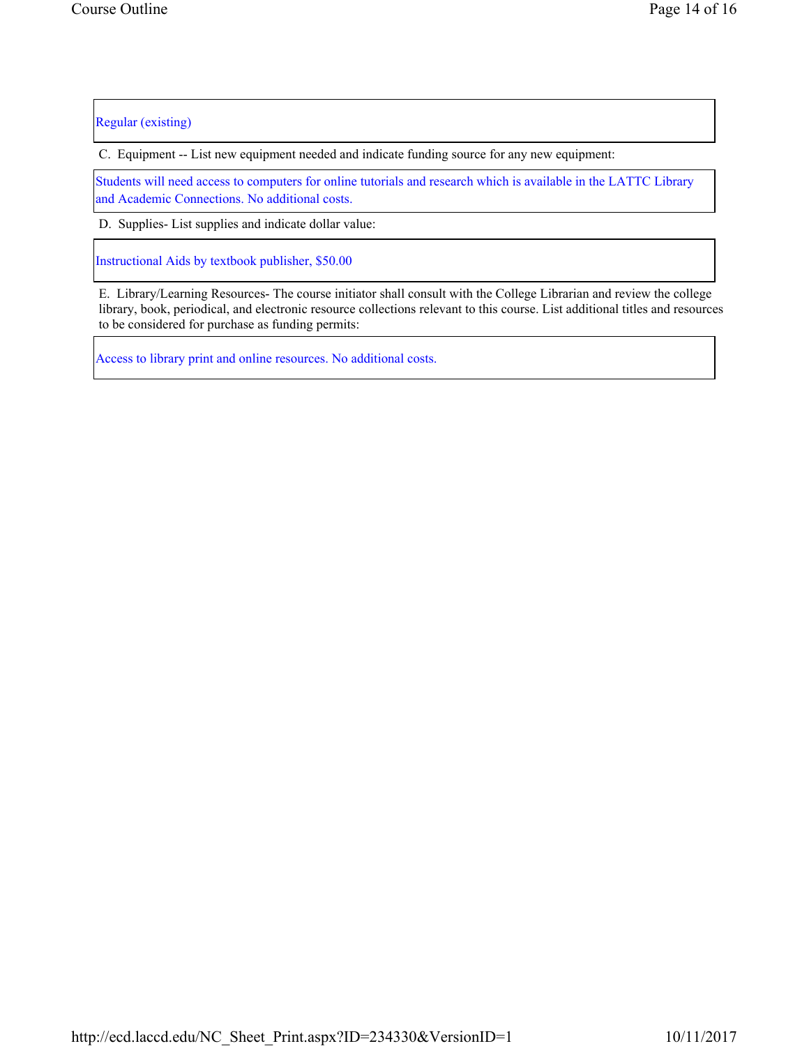Regular (existing)

C. Equipment -- List new equipment needed and indicate funding source for any new equipment:

Students will need access to computers for online tutorials and research which is available in the LATTC Library and Academic Connections. No additional costs.

D. Supplies- List supplies and indicate dollar value:

Instructional Aids by textbook publisher, $50.00

E. Library/Learning Resources- The course initiator shall consult with the College Librarian and review the college library, book, periodical, and electronic resource collections relevant to this course. List additional titles and resources to be considered for purchase as funding permits:

Access to library print and online resources. No additional costs.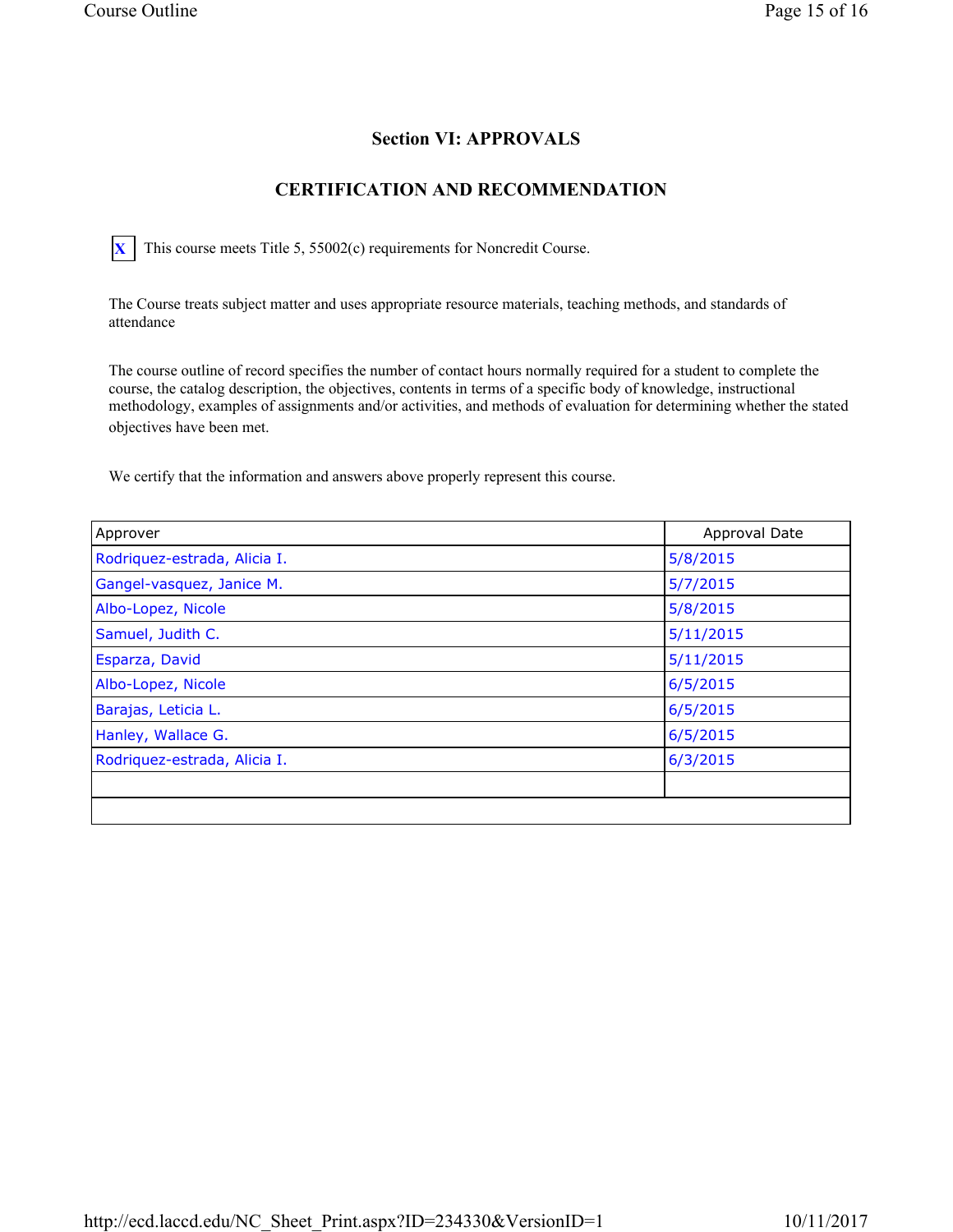## Section VI: APPROVALS

### CERTIFICATION AND RECOMMENDATION

[X] This course meets Title 5, 55002(c) requirements for Noncredit Course.

The Course treats subject matter and uses appropriate resource materials, teaching methods, and standards of attendance

The course outline of record specifies the number of contact hours normally required for a student to complete the course, the catalog description, the objectives, contents in terms of a specific body of knowledge, instructional methodology, examples of assignments and/or activities, and methods of evaluation for determining whether the stated objectives have been met.

We certify that the information and answers above properly represent this course.

| Approver | Approval Date |
| --- | --- |
| Rodriquez-estrada, Alicia I. | 5/8/2015 |
| Gangel-vasquez, Janice M. | 5/7/2015 |
| Albo-Lopez, Nicole | 5/8/2015 |
| Samuel, Judith C. | 5/11/2015 |
| Esparza, David | 5/11/2015 |
| Albo-Lopez, Nicole | 6/5/2015 |
| Barajas, Leticia L. | 6/5/2015 |
| Hanley, Wallace G. | 6/5/2015 |
| Rodriquez-estrada, Alicia I. | 6/3/2015 |
| | |
| | |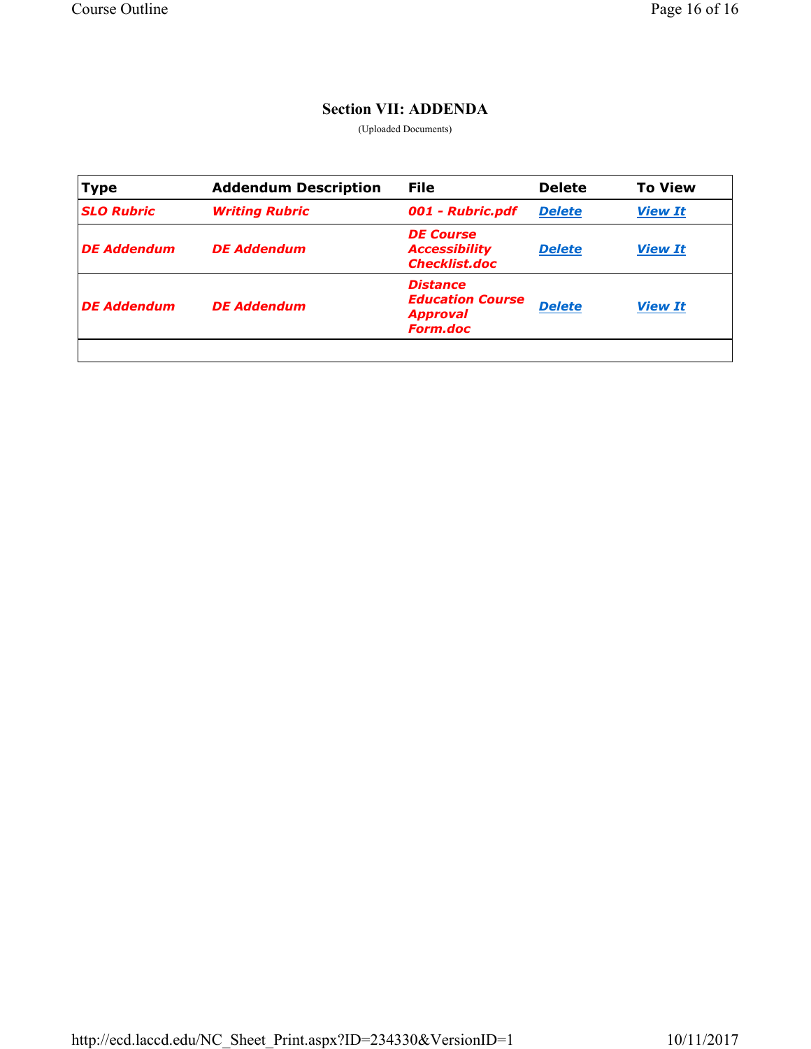## Section VII: ADDENDA

(Uploaded Documents)

| Type | Addendum Description | File | Delete | To View |
|---|---|---|---|---|
| *SLO Rubric* | *Writing Rubric* | *001 - Rubric.pdf* | *Delete* | *View It* |
| *DE Addendum* | *DE Addendum* | *DE Course Accessibility Checklist.doc* | *Delete* | *View It* |
| *DE Addendum* | *DE Addendum* | *Distance Education Course Approval Form.doc* | *Delete* | *View It* |